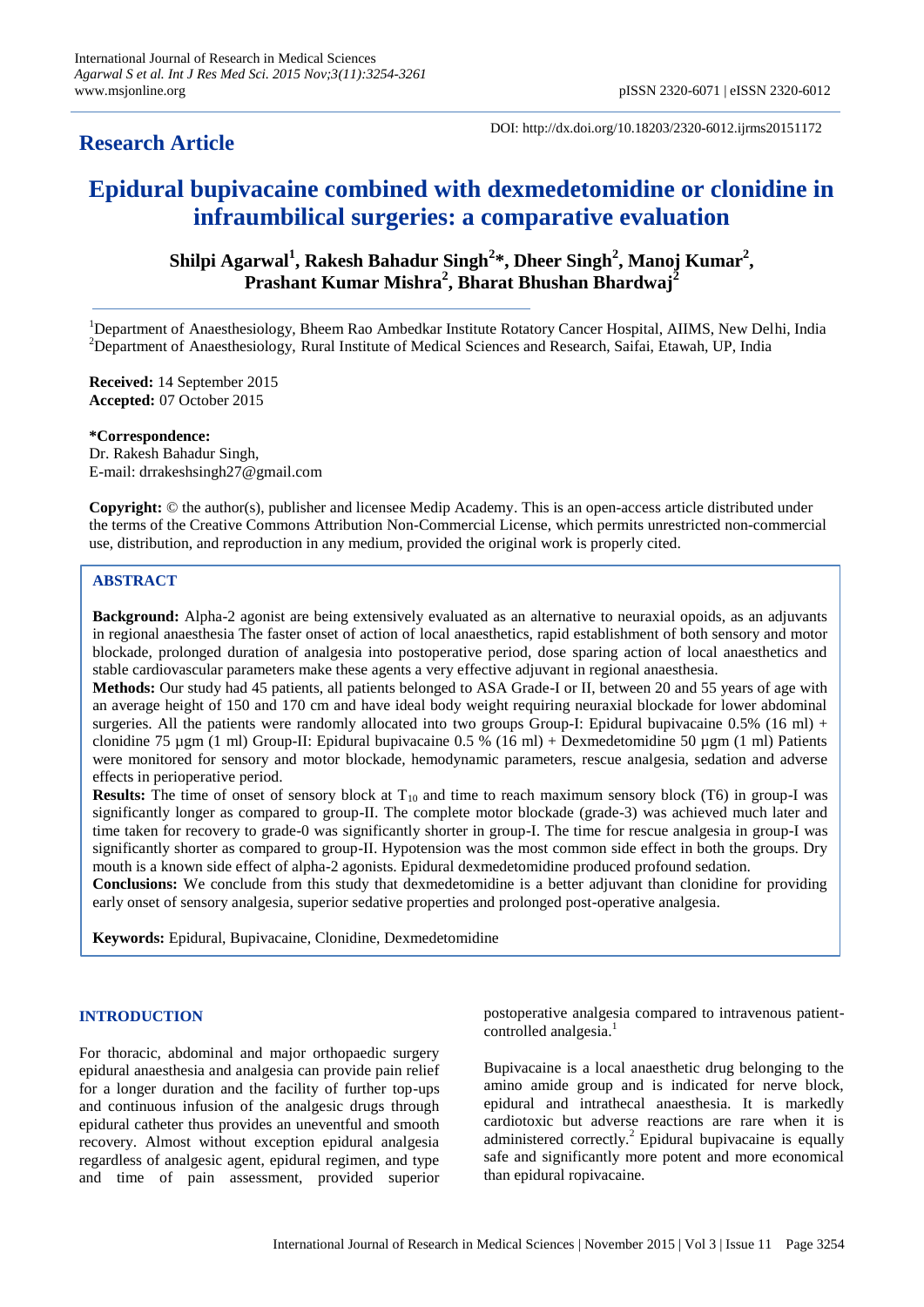# Research Article

DOI: http://dx.doi.org/10.18203/2320-6012.ijrms20151172

# Epidural bupivacaine combined with dexmedetomidine or clonidine in infraumbilical surgeries: a comparative evaluation

**Shilpi Agarwal[1], Rakesh Bahadur Singh[2]\*, Dheer Singh[2], Manoj Kumar[2], Prashant Kumar Mishra[2], Bharat Bhushan Bhardwaj[2]**

[1]Department of Anaesthesiology, Bheem Rao Ambedkar Institute Rotatory Cancer Hospital, AIIMS, New Delhi, India
[2]Department of Anaesthesiology, Rural Institute of Medical Sciences and Research, Saifai, Etawah, UP, India

**Received:** 14 September 2015
**Accepted:** 07 October 2015

**\*Correspondence:**
Dr. Rakesh Bahadur Singh,
E-mail: drrakeshsingh27@gmail.com

**Copyright:** © the author(s), publisher and licensee Medip Academy. This is an open-access article distributed under the terms of the Creative Commons Attribution Non-Commercial License, which permits unrestricted non-commercial use, distribution, and reproduction in any medium, provided the original work is properly cited.

## ABSTRACT

**Background:** Alpha-2 agonist are being extensively evaluated as an alternative to neuraxial opoids, as an adjuvants in regional anaesthesia The faster onset of action of local anaesthetics, rapid establishment of both sensory and motor blockade, prolonged duration of analgesia into postoperative period, dose sparing action of local anaesthetics and stable cardiovascular parameters make these agents a very effective adjuvant in regional anaesthesia.

**Methods:** Our study had 45 patients, all patients belonged to ASA Grade-I or II, between 20 and 55 years of age with an average height of 150 and 170 cm and have ideal body weight requiring neuraxial blockade for lower abdominal surgeries. All the patients were randomly allocated into two groups Group-I: Epidural bupivacaine 0.5% (16 ml) + clonidine 75 µgm (1 ml) Group-II: Epidural bupivacaine 0.5 % (16 ml) + Dexmedetomidine 50 µgm (1 ml) Patients were monitored for sensory and motor blockade, hemodynamic parameters, rescue analgesia, sedation and adverse effects in perioperative period.

**Results:** The time of onset of sensory block at $T_{10}$ and time to reach maximum sensory block (T6) in group-I was significantly longer as compared to group-II. The complete motor blockade (grade-3) was achieved much later and time taken for recovery to grade-0 was significantly shorter in group-I. The time for rescue analgesia in group-I was significantly shorter as compared to group-II. Hypotension was the most common side effect in both the groups. Dry mouth is a known side effect of alpha-2 agonists. Epidural dexmedetomidine produced profound sedation.

**Conclusions:** We conclude from this study that dexmedetomidine is a better adjuvant than clonidine for providing early onset of sensory analgesia, superior sedative properties and prolonged post-operative analgesia.

**Keywords:** Epidural, Bupivacaine, Clonidine, Dexmedetomidine

## INTRODUCTION

For thoracic, abdominal and major orthopaedic surgery epidural anaesthesia and analgesia can provide pain relief for a longer duration and the facility of further top-ups and continuous infusion of the analgesic drugs through epidural catheter thus provides an uneventful and smooth recovery. Almost without exception epidural analgesia regardless of analgesic agent, epidural regimen, and type and time of pain assessment, provided superior postoperative analgesia compared to intravenous patient-controlled analgesia.[1]

Bupivacaine is a local anaesthetic drug belonging to the amino amide group and is indicated for nerve block, epidural and intrathecal anaesthesia. It is markedly cardiotoxic but adverse reactions are rare when it is administered correctly.[2] Epidural bupivacaine is equally safe and significantly more potent and more economical than epidural ropivacaine.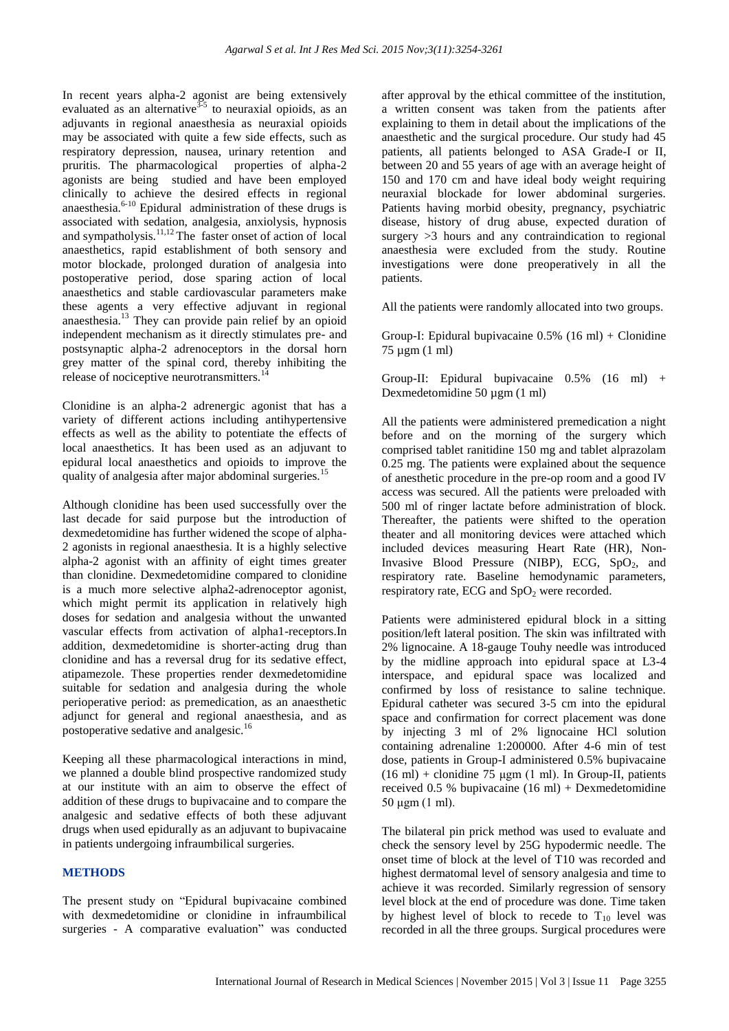In recent years alpha-2 agonist are being extensively evaluated as an alternative[3-5] to neuraxial opioids, as an adjuvants in regional anaesthesia as neuraxial opioids may be associated with quite a few side effects, such as respiratory depression, nausea, urinary retention and pruritis. The pharmacological properties of alpha-2 agonists are being studied and have been employed clinically to achieve the desired effects in regional anaesthesia.[6-10] Epidural administration of these drugs is associated with sedation, analgesia, anxiolysis, hypnosis and sympatholysis.[11,12] The faster onset of action of local anaesthetics, rapid establishment of both sensory and motor blockade, prolonged duration of analgesia into postoperative period, dose sparing action of local anaesthetics and stable cardiovascular parameters make these agents a very effective adjuvant in regional anaesthesia.[13] They can provide pain relief by an opioid independent mechanism as it directly stimulates pre- and postsynaptic alpha-2 adrenoceptors in the dorsal horn grey matter of the spinal cord, thereby inhibiting the release of nociceptive neurotransmitters.[14]

Clonidine is an alpha-2 adrenergic agonist that has a variety of different actions including antihypertensive effects as well as the ability to potentiate the effects of local anaesthetics. It has been used as an adjuvant to epidural local anaesthetics and opioids to improve the quality of analgesia after major abdominal surgeries.[15]

Although clonidine has been used successfully over the last decade for said purpose but the introduction of dexmedetomidine has further widened the scope of alpha-2 agonists in regional anaesthesia. It is a highly selective alpha-2 agonist with an affinity of eight times greater than clonidine. Dexmedetomidine compared to clonidine is a much more selective alpha2-adrenoceptor agonist, which might permit its application in relatively high doses for sedation and analgesia without the unwanted vascular effects from activation of alpha1-receptors.In addition, dexmedetomidine is shorter-acting drug than clonidine and has a reversal drug for its sedative effect, atipamezole. These properties render dexmedetomidine suitable for sedation and analgesia during the whole perioperative period: as premedication, as an anaesthetic adjunct for general and regional anaesthesia, and as postoperative sedative and analgesic.[16]

Keeping all these pharmacological interactions in mind, we planned a double blind prospective randomized study at our institute with an aim to observe the effect of addition of these drugs to bupivacaine and to compare the analgesic and sedative effects of both these adjuvant drugs when used epidurally as an adjuvant to bupivacaine in patients undergoing infraumbilical surgeries.

## METHODS

The present study on "Epidural bupivacaine combined with dexmedetomidine or clonidine in infraumbilical surgeries - A comparative evaluation" was conducted after approval by the ethical committee of the institution, a written consent was taken from the patients after explaining to them in detail about the implications of the anaesthetic and the surgical procedure. Our study had 45 patients, all patients belonged to ASA Grade-I or II, between 20 and 55 years of age with an average height of 150 and 170 cm and have ideal body weight requiring neuraxial blockade for lower abdominal surgeries. Patients having morbid obesity, pregnancy, psychiatric disease, history of drug abuse, expected duration of surgery >3 hours and any contraindication to regional anaesthesia were excluded from the study. Routine investigations were done preoperatively in all the patients.

All the patients were randomly allocated into two groups.

Group-I: Epidural bupivacaine 0.5% (16 ml) + Clonidine 75 µgm (1 ml)

Group-II: Epidural bupivacaine 0.5% (16 ml) + Dexmedetomidine 50 µgm (1 ml)

All the patients were administered premedication a night before and on the morning of the surgery which comprised tablet ranitidine 150 mg and tablet alprazolam 0.25 mg. The patients were explained about the sequence of anesthetic procedure in the pre-op room and a good IV access was secured. All the patients were preloaded with 500 ml of ringer lactate before administration of block. Thereafter, the patients were shifted to the operation theater and all monitoring devices were attached which included devices measuring Heart Rate (HR), Non-Invasive Blood Pressure (NIBP), ECG, $SpO_2$, and respiratory rate. Baseline hemodynamic parameters, respiratory rate, ECG and $SpO_2$ were recorded.

Patients were administered epidural block in a sitting position/left lateral position. The skin was infiltrated with 2% lignocaine. A 18-gauge Touhy needle was introduced by the midline approach into epidural space at L3-4 interspace, and epidural space was localized and confirmed by loss of resistance to saline technique. Epidural catheter was secured 3-5 cm into the epidural space and confirmation for correct placement was done by injecting 3 ml of 2% lignocaine HCl solution containing adrenaline 1:200000. After 4-6 min of test dose, patients in Group-I administered 0.5% bupivacaine (16 ml) + clonidine 75 µgm (1 ml). In Group-II, patients received 0.5 % bupivacaine (16 ml) + Dexmedetomidine 50 µgm (1 ml).

The bilateral pin prick method was used to evaluate and check the sensory level by 25G hypodermic needle. The onset time of block at the level of T10 was recorded and highest dermatomal level of sensory analgesia and time to achieve it was recorded. Similarly regression of sensory level block at the end of procedure was done. Time taken by highest level of block to recede to $T_{10}$ level was recorded in all the three groups. Surgical procedures were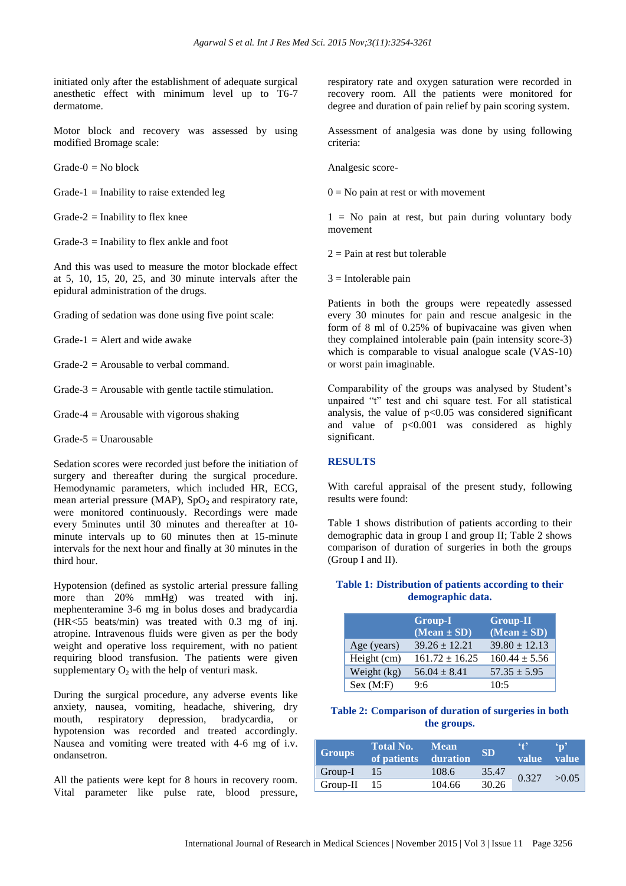initiated only after the establishment of adequate surgical anesthetic effect with minimum level up to T6-7 dermatome.

Motor block and recovery was assessed by using modified Bromage scale:

Grade-0 = No block

Grade-1 = Inability to raise extended leg

Grade-2 = Inability to flex knee

Grade-3 = Inability to flex ankle and foot

And this was used to measure the motor blockade effect at 5, 10, 15, 20, 25, and 30 minute intervals after the epidural administration of the drugs.

Grading of sedation was done using five point scale:

Grade-1 = Alert and wide awake

Grade-2 = Arousable to verbal command.

Grade-3 = Arousable with gentle tactile stimulation.

Grade-4 = Arousable with vigorous shaking

Grade-5 = Unarousable

Sedation scores were recorded just before the initiation of surgery and thereafter during the surgical procedure. Hemodynamic parameters, which included HR, ECG, mean arterial pressure (MAP), $SpO_2$ and respiratory rate, were monitored continuously. Recordings were made every 5minutes until 30 minutes and thereafter at 10-minute intervals up to 60 minutes then at 15-minute intervals for the next hour and finally at 30 minutes in the third hour.

Hypotension (defined as systolic arterial pressure falling more than 20% mmHg) was treated with inj. mephenteramine 3-6 mg in bolus doses and bradycardia (HR<55 beats/min) was treated with 0.3 mg of inj. atropine. Intravenous fluids were given as per the body weight and operative loss requirement, with no patient requiring blood transfusion. The patients were given supplementary $O_2$ with the help of venturi mask.

During the surgical procedure, any adverse events like anxiety, nausea, vomiting, headache, shivering, dry mouth, respiratory depression, bradycardia, or hypotension was recorded and treated accordingly. Nausea and vomiting were treated with 4-6 mg of i.v. ondansetron.

All the patients were kept for 8 hours in recovery room. Vital parameter like pulse rate, blood pressure, respiratory rate and oxygen saturation were recorded in recovery room. All the patients were monitored for degree and duration of pain relief by pain scoring system.

Assessment of analgesia was done by using following criteria:

Analgesic score-

0 = No pain at rest or with movement

1 = No pain at rest, but pain during voluntary body movement

2 = Pain at rest but tolerable

3 = Intolerable pain

Patients in both the groups were repeatedly assessed every 30 minutes for pain and rescue analgesic in the form of 8 ml of 0.25% of bupivacaine was given when they complained intolerable pain (pain intensity score-3) which is comparable to visual analogue scale (VAS-10) or worst pain imaginable.

Comparability of the groups was analysed by Student's unpaired "t" test and chi square test. For all statistical analysis, the value of $p<0.05$ was considered significant and value of $p<0.001$ was considered as highly significant.

## RESULTS

With careful appraisal of the present study, following results were found:

Table 1 shows distribution of patients according to their demographic data in group I and group II; Table 2 shows comparison of duration of surgeries in both the groups (Group I and II).

**Table 1: Distribution of patients according to their demographic data.**

| | Group-I (Mean ± SD) | Group-II (Mean ± SD) |
|---|---|---|
| Age (years) | 39.26 ± 12.21 | 39.80 ± 12.13 |
| Height (cm) | 161.72 ± 16.25 | 160.44 ± 5.56 |
| Weight (kg) | 56.04 ± 8.41 | 57.35 ± 5.95 |
| Sex (M:F) | 9:6 | 10:5 |

**Table 2: Comparison of duration of surgeries in both the groups.**

| Groups | Total No. of patients | Mean duration | SD | 't' value | 'p' value |
|---|---|---|---|---|---|
| Group-I | 15 | 108.6 | 35.47 | 0.327 | >0.05 |
| Group-II | 15 | 104.66 | 30.26 | | |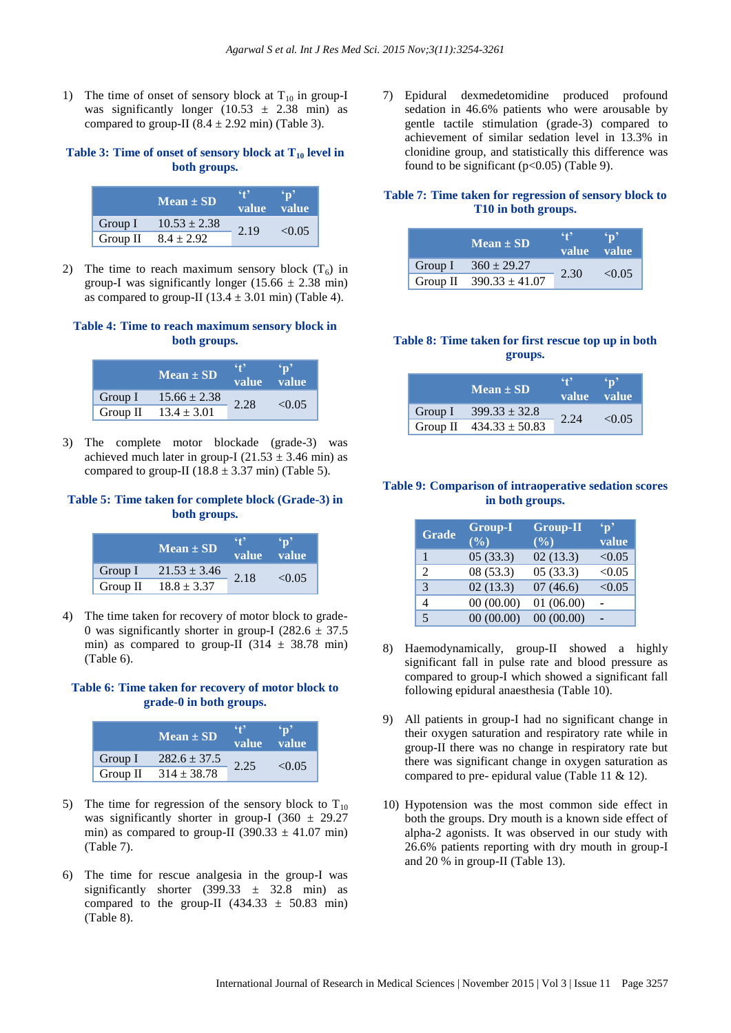1) The time of onset of sensory block at $T_{10}$ in group-I was significantly longer (10.53 ± 2.38 min) as compared to group-II (8.4 ± 2.92 min) (Table 3).

**Table 3: Time of onset of sensory block at $T_{10}$ level in both groups.**

| | Mean ± SD | 't' value | 'p' value |
|---|---|---|---|
| Group I | 10.53 ± 2.38 | 2.19 | <0.05 |
| Group II | 8.4 ± 2.92 | | |

2) The time to reach maximum sensory block ($T_6$) in group-I was significantly longer (15.66 ± 2.38 min) as compared to group-II (13.4 ± 3.01 min) (Table 4).

**Table 4: Time to reach maximum sensory block in both groups.**

| | Mean ± SD | 't' value | 'p' value |
|---|---|---|---|
| Group I | 15.66 ± 2.38 | 2.28 | <0.05 |
| Group II | 13.4 ± 3.01 | | |

3) The complete motor blockade (grade-3) was achieved much later in group-I (21.53 ± 3.46 min) as compared to group-II (18.8 ± 3.37 min) (Table 5).

**Table 5: Time taken for complete block (Grade-3) in both groups.**

| | Mean ± SD | 't' value | 'p' value |
|---|---|---|---|
| Group I | 21.53 ± 3.46 | 2.18 | <0.05 |
| Group II | 18.8 ± 3.37 | | |

4) The time taken for recovery of motor block to grade-0 was significantly shorter in group-I (282.6 ± 37.5 min) as compared to group-II (314 ± 38.78 min) (Table 6).

**Table 6: Time taken for recovery of motor block to grade-0 in both groups.**

| | Mean ± SD | 't' value | 'p' value |
|---|---|---|---|
| Group I | 282.6 ± 37.5 | 2.25 | <0.05 |
| Group II | 314 ± 38.78 | | |

5) The time for regression of the sensory block to $T_{10}$ was significantly shorter in group-I (360 ± 29.27 min) as compared to group-II (390.33 ± 41.07 min) (Table 7).

6) The time for rescue analgesia in the group-I was significantly shorter (399.33 ± 32.8 min) as compared to the group-II (434.33 ± 50.83 min) (Table 8).

7) Epidural dexmedetomidine produced profound sedation in 46.6% patients who were arousable by gentle tactile stimulation (grade-3) compared to achievement of similar sedation level in 13.3% in clonidine group, and statistically this difference was found to be significant ($p<0.05$) (Table 9).

**Table 7: Time taken for regression of sensory block to T10 in both groups.**

| | Mean ± SD | 't' value | 'p' value |
|---|---|---|---|
| Group I | 360 ± 29.27 | 2.30 | <0.05 |
| Group II | 390.33 ± 41.07 | | |

**Table 8: Time taken for first rescue top up in both groups.**

| | Mean ± SD | 't' value | 'p' value |
|---|---|---|---|
| Group I | 399.33 ± 32.8 | 2.24 | <0.05 |
| Group II | 434.33 ± 50.83 | | |

**Table 9: Comparison of intraoperative sedation scores in both groups.**

| Grade | Group-I (%) | Group-II (%) | 'p' value |
|---|---|---|---|
| 1 | 05 (33.3) | 02 (13.3) | <0.05 |
| 2 | 08 (53.3) | 05 (33.3) | <0.05 |
| 3 | 02 (13.3) | 07 (46.6) | <0.05 |
| 4 | 00 (00.00) | 01 (06.00) | - |
| 5 | 00 (00.00) | 00 (00.00) | - |

8) Haemodynamically, group-II showed a highly significant fall in pulse rate and blood pressure as compared to group-I which showed a significant fall following epidural anaesthesia (Table 10).

9) All patients in group-I had no significant change in their oxygen saturation and respiratory rate while in group-II there was no change in respiratory rate but there was significant change in oxygen saturation as compared to pre- epidural value (Table 11 & 12).

10) Hypotension was the most common side effect in both the groups. Dry mouth is a known side effect of alpha-2 agonists. It was observed in our study with 26.6% patients reporting with dry mouth in group-I and 20 % in group-II (Table 13).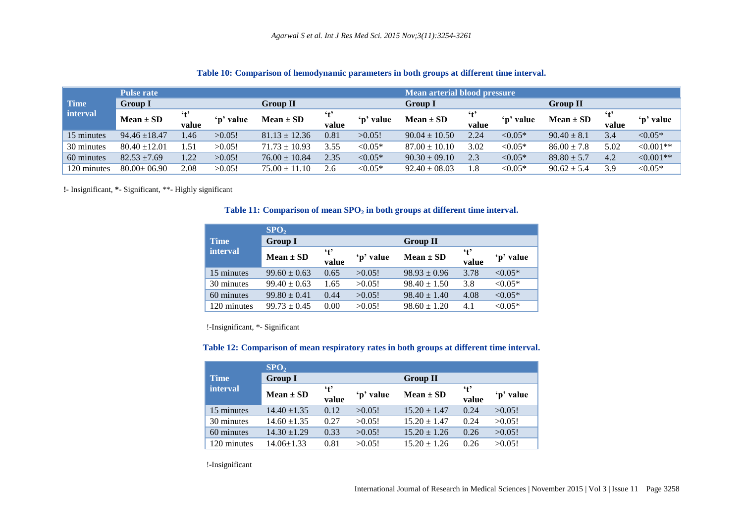**Table 10: Comparison of hemodynamic parameters in both groups at different time interval.**

| Time interval | Pulse rate | | | | | | Mean arterial blood pressure | | | | | |
|---|---|---|---|---|---|---|---|---|---|---|---|---|
| | Group I | | | Group II | | | Group I | | | Group II | | |
| | Mean ± SD | 't' value | 'p' value | Mean ± SD | 't' value | 'p' value | Mean ± SD | 't' value | 'p' value | Mean ± SD | 't' value | 'p' value |
| 15 minutes | 94.46 ±18.47 | 1.46 | >0.05! | 81.13 ± 12.36 | 0.81 | >0.05! | 90.04 ± 10.50 | 2.24 | <0.05* | 90.40 ± 8.1 | 3.4 | <0.05* |
| 30 minutes | 80.40 ±12.01 | 1.51 | >0.05! | 71.73 ± 10.93 | 3.55 | <0.05* | 87.00 ± 10.10 | 3.02 | <0.05* | 86.00 ± 7.8 | 5.02 | <0.001** |
| 60 minutes | 82.53 ±7.69 | 1.22 | >0.05! | 76.00 ± 10.84 | 2.35 | <0.05* | 90.30 ± 09.10 | 2.3 | <0.05* | 89.80 ± 5.7 | 4.2 | <0.001** |
| 120 minutes | 80.00± 06.90 | 2.08 | >0.05! | 75.00 ± 11.10 | 2.6 | <0.05* | 92.40 ± 08.03 | 1.8 | <0.05* | 90.62 ± 5.4 | 3.9 | <0.05* |

!- Insignificant, *- Significant, **- Highly significant

**Table 11: Comparison of mean $SPO_2$ in both groups at different time interval.**

| Time interval | $SPO_2$ | | | | | |
|---|---|---|---|---|---|---|
| | Group I | | | Group II | | |
| | Mean ± SD | 't' value | 'p' value | Mean ± SD | 't' value | 'p' value |
| 15 minutes | 99.60 ± 0.63 | 0.65 | >0.05! | 98.93 ± 0.96 | 3.78 | <0.05* |
| 30 minutes | 99.40 ± 0.63 | 1.65 | >0.05! | 98.40 ± 1.50 | 3.8 | <0.05* |
| 60 minutes | 99.80 ± 0.41 | 0.44 | >0.05! | 98.40 ± 1.40 | 4.08 | <0.05* |
| 120 minutes | 99.73 ± 0.45 | 0.00 | >0.05! | 98.60 ± 1.20 | 4.1 | <0.05* |

!-Insignificant, *- Significant

**Table 12: Comparison of mean respiratory rates in both groups at different time interval.**

| Time interval | $SPO_2$ | | | | | |
|---|---|---|---|---|---|---|
| | Group I | | | Group II | | |
| | Mean ± SD | 't' value | 'p' value | Mean ± SD | 't' value | 'p' value |
| 15 minutes | 14.40 ±1.35 | 0.12 | >0.05! | 15.20 ± 1.47 | 0.24 | >0.05! |
| 30 minutes | 14.60 ±1.35 | 0.27 | >0.05! | 15.20 ± 1.47 | 0.24 | >0.05! |
| 60 minutes | 14.30 ±1.29 | 0.33 | >0.05! | 15.20 ± 1.26 | 0.26 | >0.05! |
| 120 minutes | 14.06±1.33 | 0.81 | >0.05! | 15.20 ± 1.26 | 0.26 | >0.05! |

!-Insignificant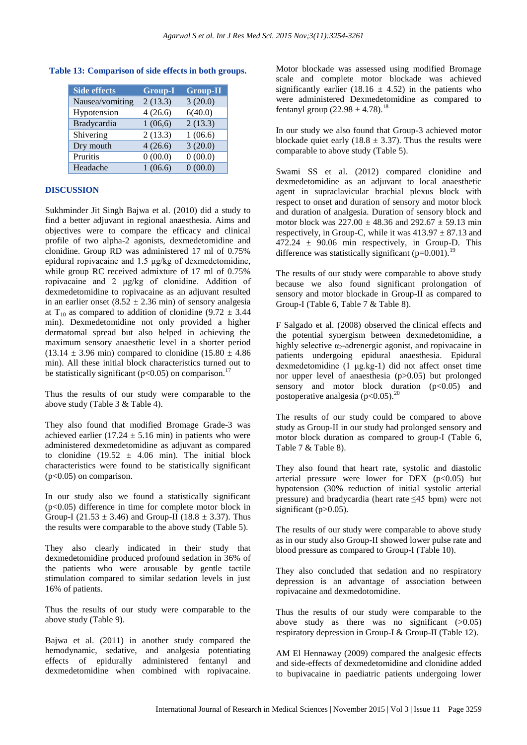**Table 13: Comparison of side effects in both groups.**

| Side effects | Group-I | Group-II |
|---|---|---|
| Nausea/vomiting | 2 (13.3) | 3 (20.0) |
| Hypotension | 4 (26.6) | 6(40.0) |
| Bradycardia | 1 (06,6) | 2 (13.3) |
| Shivering | 2 (13.3) | 1 (06.6) |
| Dry mouth | 4 (26.6) | 3 (20.0) |
| Pruritis | 0 (00.0) | 0 (00.0) |
| Headache | 1 (06.6) | 0 (00.0) |

## DISCUSSION

Sukhminder Jit Singh Bajwa et al. (2010) did a study to find a better adjuvant in regional anaesthesia. Aims and objectives were to compare the efficacy and clinical profile of two alpha-2 agonists, dexmedetomidine and clonidine. Group RD was administered 17 ml of 0.75% epidural ropivacaine and 1.5 μg/kg of dexmedetomidine, while group RC received admixture of 17 ml of 0.75% ropivacaine and 2 μg/kg of clonidine. Addition of dexmedetomidine to ropivacaine as an adjuvant resulted in an earlier onset (8.52 ± 2.36 min) of sensory analgesia at $T_{10}$ as compared to addition of clonidine (9.72 ± 3.44 min). Dexmedetomidine not only provided a higher dermatomal spread but also helped in achieving the maximum sensory anaesthetic level in a shorter period (13.14 ± 3.96 min) compared to clonidine (15.80 ± 4.86 min). All these initial block characteristics turned out to be statistically significant ($p<0.05$) on comparison.[17]

Thus the results of our study were comparable to the above study (Table 3 & Table 4).

They also found that modified Bromage Grade-3 was achieved earlier (17.24 ± 5.16 min) in patients who were administered dexmedetomidine as adjuvant as compared to clonidine (19.52 ± 4.06 min). The initial block characteristics were found to be statistically significant ($p<0.05$) on comparison.

In our study also we found a statistically significant ($p<0.05$) difference in time for complete motor block in Group-I (21.53 ± 3.46) and Group-II (18.8 ± 3.37). Thus the results were comparable to the above study (Table 5).

They also clearly indicated in their study that dexmedetomidine produced profound sedation in 36% of the patients who were arousable by gentle tactile stimulation compared to similar sedation levels in just 16% of patients.

Thus the results of our study were comparable to the above study (Table 9).

Bajwa et al. (2011) in another study compared the hemodynamic, sedative, and analgesia potentiating effects of epidurally administered fentanyl and dexmedetomidine when combined with ropivacaine. Motor blockade was assessed using modified Bromage scale and complete motor blockade was achieved significantly earlier (18.16 ± 4.52) in the patients who were administered Dexmedetomidine as compared to fentanyl group (22.98 ± 4.78).[18]

In our study we also found that Group-3 achieved motor blockade quiet early (18.8 ± 3.37). Thus the results were comparable to above study (Table 5).

Swami SS et al. (2012) compared clonidine and dexmedetomidine as an adjuvant to local anaesthetic agent in supraclavicular brachial plexus block with respect to onset and duration of sensory and motor block and duration of analgesia. Duration of sensory block and motor block was 227.00 ± 48.36 and 292.67 ± 59.13 min respectively, in Group-C, while it was 413.97 ± 87.13 and 472.24 ± 90.06 min respectively, in Group-D. This difference was statistically significant ($p=0.001$).[19]

The results of our study were comparable to above study because we also found significant prolongation of sensory and motor blockade in Group-II as compared to Group-I (Table 6, Table 7 & Table 8).

F Salgado et al. (2008) observed the clinical effects and the potential synergism between dexmedetomidine, a highly selective $\alpha_2$-adrenergic agonist, and ropivacaine in patients undergoing epidural anaesthesia. Epidural dexmedetomidine (1 μg.kg-1) did not affect onset time nor upper level of anaesthesia ($p>0.05$) but prolonged sensory and motor block duration ($p<0.05$) and postoperative analgesia ($p<0.05$).[20]

The results of our study could be compared to above study as Group-II in our study had prolonged sensory and motor block duration as compared to group-I (Table 6, Table 7 & Table 8).

They also found that heart rate, systolic and diastolic arterial pressure were lower for DEX ($p<0.05$) but hypotension (30% reduction of initial systolic arterial pressure) and bradycardia (heart rate ≤45 bpm) were not significant ($p>0.05$).

The results of our study were comparable to above study as in our study also Group-II showed lower pulse rate and blood pressure as compared to Group-I (Table 10).

They also concluded that sedation and no respiratory depression is an advantage of association between ropivacaine and dexmedotomidine.

Thus the results of our study were comparable to the above study as there was no significant (>0.05) respiratory depression in Group-I & Group-II (Table 12).

AM El Hennaway (2009) compared the analgesic effects and side-effects of dexmedetomidine and clonidine added to bupivacaine in paediatric patients undergoing lower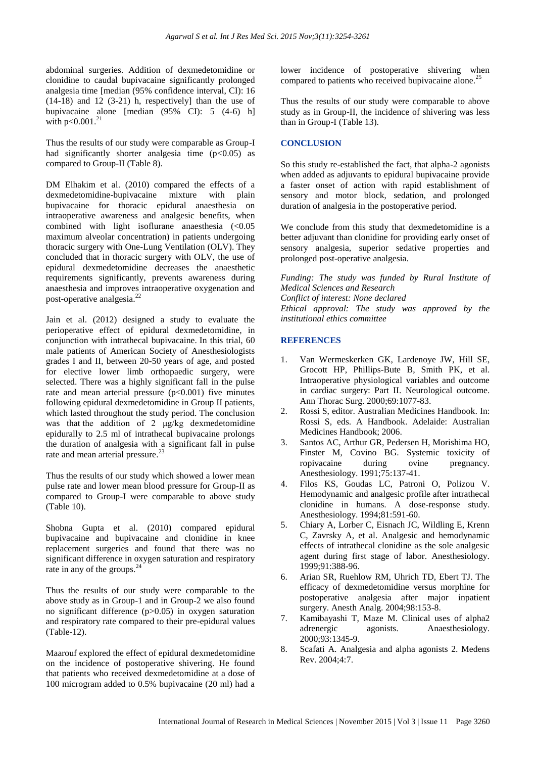abdominal surgeries. Addition of dexmedetomidine or clonidine to caudal bupivacaine significantly prolonged analgesia time [median (95% confidence interval, CI): 16 (14-18) and 12 (3-21) h, respectively] than the use of bupivacaine alone [median (95% CI): 5 (4-6) h] with $p<0.001$.[21]

Thus the results of our study were comparable as Group-I had significantly shorter analgesia time ($p<0.05$) as compared to Group-II (Table 8).

DM Elhakim et al. (2010) compared the effects of a dexmedetomidine-bupivacaine mixture with plain bupivacaine for thoracic epidural anaesthesia on intraoperative awareness and analgesic benefits, when combined with light isoflurane anaesthesia (<0.05 maximum alveolar concentration) in patients undergoing thoracic surgery with One-Lung Ventilation (OLV). They concluded that in thoracic surgery with OLV, the use of epidural dexmedetomidine decreases the anaesthetic requirements significantly, prevents awareness during anaesthesia and improves intraoperative oxygenation and post-operative analgesia.[22]

Jain et al. (2012) designed a study to evaluate the perioperative effect of epidural dexmedetomidine, in conjunction with intrathecal bupivacaine. In this trial, 60 male patients of American Society of Anesthesiologists grades I and II, between 20-50 years of age, and posted for elective lower limb orthopaedic surgery, were selected. There was a highly significant fall in the pulse rate and mean arterial pressure ($p<0.001$) five minutes following epidural dexmedetomidine in Group II patients, which lasted throughout the study period. The conclusion was that the addition of 2 μg/kg dexmedetomidine epidurally to 2.5 ml of intrathecal bupivacaine prolongs the duration of analgesia with a significant fall in pulse rate and mean arterial pressure.[23]

Thus the results of our study which showed a lower mean pulse rate and lower mean blood pressure for Group-II as compared to Group-I were comparable to above study (Table 10).

Shobna Gupta et al. (2010) compared epidural bupivacaine and bupivacaine and clonidine in knee replacement surgeries and found that there was no significant difference in oxygen saturation and respiratory rate in any of the groups.[24]

Thus the results of our study were comparable to the above study as in Group-1 and in Group-2 we also found no significant difference ($p>0.05$) in oxygen saturation and respiratory rate compared to their pre-epidural values (Table-12).

Maarouf explored the effect of epidural dexmedetomidine on the incidence of postoperative shivering. He found that patients who received dexmedetomidine at a dose of 100 microgram added to 0.5% bupivacaine (20 ml) had a lower incidence of postoperative shivering when compared to patients who received bupivacaine alone.[25]

Thus the results of our study were comparable to above study as in Group-II, the incidence of shivering was less than in Group-I (Table 13).

## CONCLUSION

So this study re-established the fact, that alpha-2 agonists when added as adjuvants to epidural bupivacaine provide a faster onset of action with rapid establishment of sensory and motor block, sedation, and prolonged duration of analgesia in the postoperative period.

We conclude from this study that dexmedetomidine is a better adjuvant than clonidine for providing early onset of sensory analgesia, superior sedative properties and prolonged post-operative analgesia.

*Funding: The study was funded by Rural Institute of Medical Sciences and Research*
*Conflict of interest: None declared*
*Ethical approval: The study was approved by the institutional ethics committee*

## REFERENCES

1. Van Wermeskerken GK, Lardenoye JW, Hill SE, Grocott HP, Phillips-Bute B, Smith PK, et al. Intraoperative physiological variables and outcome in cardiac surgery: Part II. Neurological outcome. Ann Thorac Surg. 2000;69:1077-83.
2. Rossi S, editor. Australian Medicines Handbook. In: Rossi S, eds. A Handbook. Adelaide: Australian Medicines Handbook; 2006.
3. Santos AC, Arthur GR, Pedersen H, Morishima HO, Finster M, Covino BG. Systemic toxicity of ropivacaine during ovine pregnancy. Anesthesiology. 1991;75:137-41.
4. Filos KS, Goudas LC, Patroni O, Polizou V. Hemodynamic and analgesic profile after intrathecal clonidine in humans. A dose-response study. Anesthesiology. 1994;81:591-60.
5. Chiary A, Lorber C, Eisnach JC, Wildling E, Krenn C, Zavrsky A, et al. Analgesic and hemodynamic effects of intrathecal clonidine as the sole analgesic agent during first stage of labor. Anesthesiology. 1999;91:388-96.
6. Arian SR, Ruehlow RM, Uhrich TD, Ebert TJ. The efficacy of dexmedetomidine versus morphine for postoperative analgesia after major inpatient surgery. Anesth Analg. 2004;98:153-8.
7. Kamibayashi T, Maze M. Clinical uses of alpha2 adrenergic agonists. Anaesthesiology. 2000;93:1345-9.
8. Scafati A. Analgesia and alpha agonists 2. Medens Rev. 2004;4:7.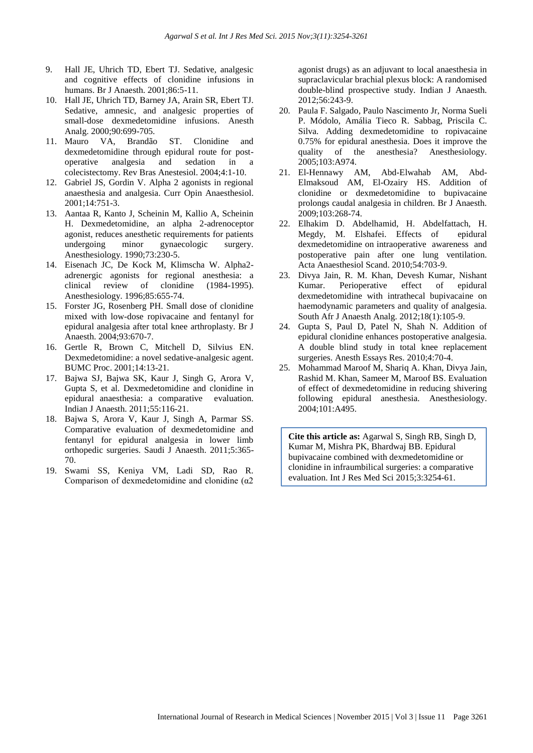9. Hall JE, Uhrich TD, Ebert TJ. Sedative, analgesic and cognitive effects of clonidine infusions in humans. Br J Anaesth. 2001;86:5-11.
10. Hall JE, Uhrich TD, Barney JA, Arain SR, Ebert TJ. Sedative, amnesic, and analgesic properties of small-dose dexmedetomidine infusions. Anesth Analg. 2000;90:699-705.
11. Mauro VA, Brandão ST. Clonidine and dexmedetomidine through epidural route for post-operative analgesia and sedation in a colecistectomy. Rev Bras Anestesiol. 2004;4:1-10.
12. Gabriel JS, Gordin V. Alpha 2 agonists in regional anaesthesia and analgesia. Curr Opin Anaesthesiol. 2001;14:751-3.
13. Aantaa R, Kanto J, Scheinin M, Kallio A, Scheinin H. Dexmedetomidine, an alpha 2-adrenoceptor agonist, reduces anesthetic requirements for patients undergoing minor gynaecologic surgery. Anesthesiology. 1990;73:230-5.
14. Eisenach JC, De Kock M, Klimscha W. Alpha2-adrenergic agonists for regional anesthesia: a clinical review of clonidine (1984-1995). Anesthesiology. 1996;85:655-74.
15. Forster JG, Rosenberg PH. Small dose of clonidine mixed with low-dose ropivacaine and fentanyl for epidural analgesia after total knee arthroplasty. Br J Anaesth. 2004;93:670-7.
16. Gertle R, Brown C, Mitchell D, Silvius EN. Dexmedetomidine: a novel sedative-analgesic agent. BUMC Proc. 2001;14:13-21.
17. Bajwa SJ, Bajwa SK, Kaur J, Singh G, Arora V, Gupta S, et al. Dexmedetomidine and clonidine in epidural anaesthesia: a comparative evaluation. Indian J Anaesth. 2011;55:116-21.
18. Bajwa S, Arora V, Kaur J, Singh A, Parmar SS. Comparative evaluation of dexmedetomidine and fentanyl for epidural analgesia in lower limb orthopedic surgeries. Saudi J Anaesth. 2011;5:365-70.
19. Swami SS, Keniya VM, Ladi SD, Rao R. Comparison of dexmedetomidine and clonidine (α2 agonist drugs) as an adjuvant to local anaesthesia in supraclavicular brachial plexus block: A randomised double-blind prospective study. Indian J Anaesth. 2012;56:243-9.
20. Paula F. Salgado, Paulo Nascimento Jr, Norma Sueli P. Módolo, Amália Tieco R. Sabbag, Priscila C. Silva. Adding dexmedetomidine to ropivacaine 0.75% for epidural anesthesia. Does it improve the quality of the anesthesia? Anesthesiology. 2005;103:A974.
21. El-Hennawy AM, Abd-Elwahab AM, Abd-Elmaksoud AM, El-Ozairy HS. Addition of clonidine or dexmedetomidine to bupivacaine prolongs caudal analgesia in children. Br J Anaesth. 2009;103:268-74.
22. Elhakim D. Abdelhamid, H. Abdelfattach, H. Megdy, M. Elshafei. Effects of epidural dexmedetomidine on intraoperative awareness and postoperative pain after one lung ventilation. Acta Anaesthesiol Scand. 2010;54:703-9.
23. Divya Jain, R. M. Khan, Devesh Kumar, Nishant Kumar. Perioperative effect of epidural dexmedetomidine with intrathecal bupivacaine on haemodynamic parameters and quality of analgesia. South Afr J Anaesth Analg. 2012;18(1):105-9.
24. Gupta S, Paul D, Patel N, Shah N. Addition of epidural clonidine enhances postoperative analgesia. A double blind study in total knee replacement surgeries. Anesth Essays Res. 2010;4:70-4.
25. Mohammad Maroof M, Shariq A. Khan, Divya Jain, Rashid M. Khan, Sameer M, Maroof BS. Evaluation of effect of dexmedetomidine in reducing shivering following epidural anesthesia. Anesthesiology. 2004;101:A495.

**Cite this article as:** Agarwal S, Singh RB, Singh D, Kumar M, Mishra PK, Bhardwaj BB. Epidural bupivacaine combined with dexmedetomidine or clonidine in infraumbilical surgeries: a comparative evaluation. Int J Res Med Sci 2015;3:3254-61.